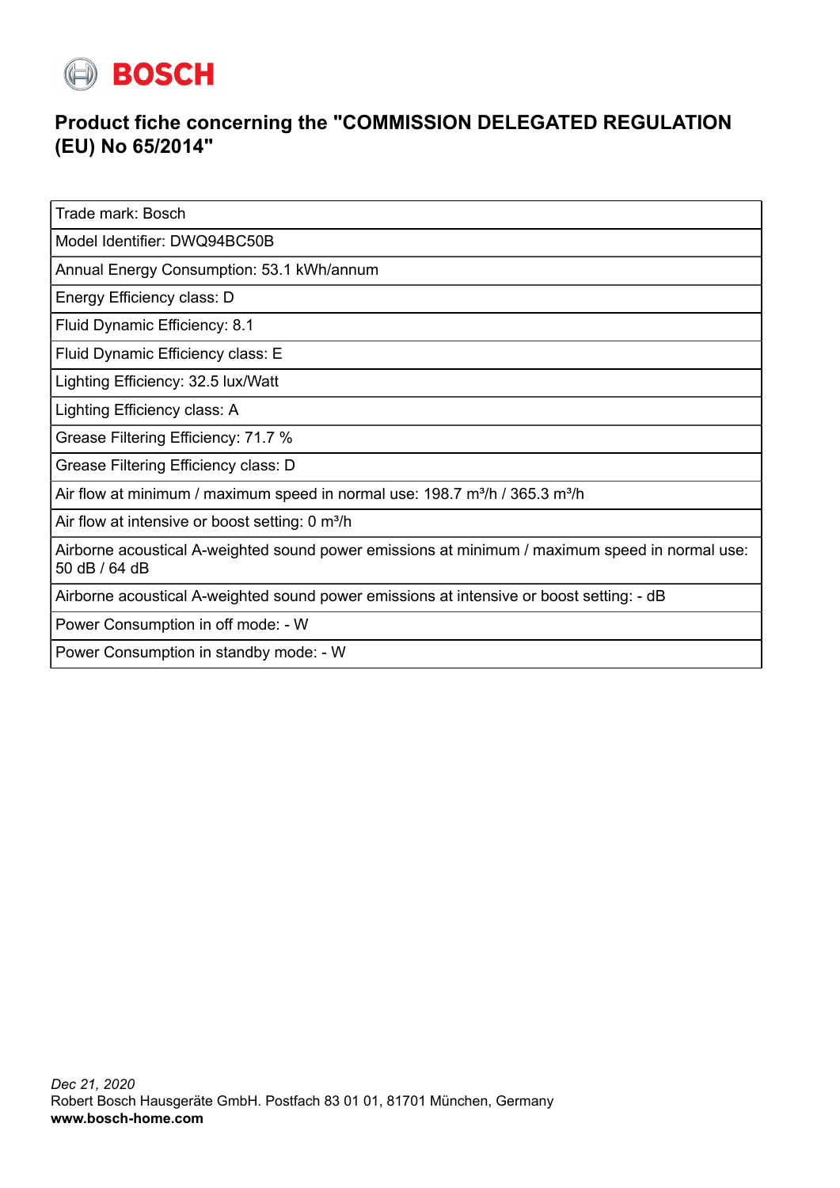BOSCH

# Product fiche concerning the "COMMISSION DELEGATED REGULATION (EU) No 65/2014"

| Trade mark: Bosch |
|---|
| Model Identifier: DWQ94BC50B |
| Annual Energy Consumption: 53.1 kWh/annum |
| Energy Efficiency class: D |
| Fluid Dynamic Efficiency: 8.1 |
| Fluid Dynamic Efficiency class: E |
| Lighting Efficiency: 32.5 lux/Watt |
| Lighting Efficiency class: A |
| Grease Filtering Efficiency: 71.7 % |
| Grease Filtering Efficiency class: D |
| Air flow at minimum / maximum speed in normal use: 198.7 m³/h / 365.3 m³/h |
| Air flow at intensive or boost setting: 0 m³/h |
| Airborne acoustical A-weighted sound power emissions at minimum / maximum speed in normal use: 50 dB / 64 dB |
| Airborne acoustical A-weighted sound power emissions at intensive or boost setting: - dB |
| Power Consumption in off mode: - W |
| Power Consumption in standby mode: - W |

*Dec 21, 2020*
Robert Bosch Hausgeräte GmbH. Postfach 83 01 01, 81701 München, Germany
**www.bosch-home.com**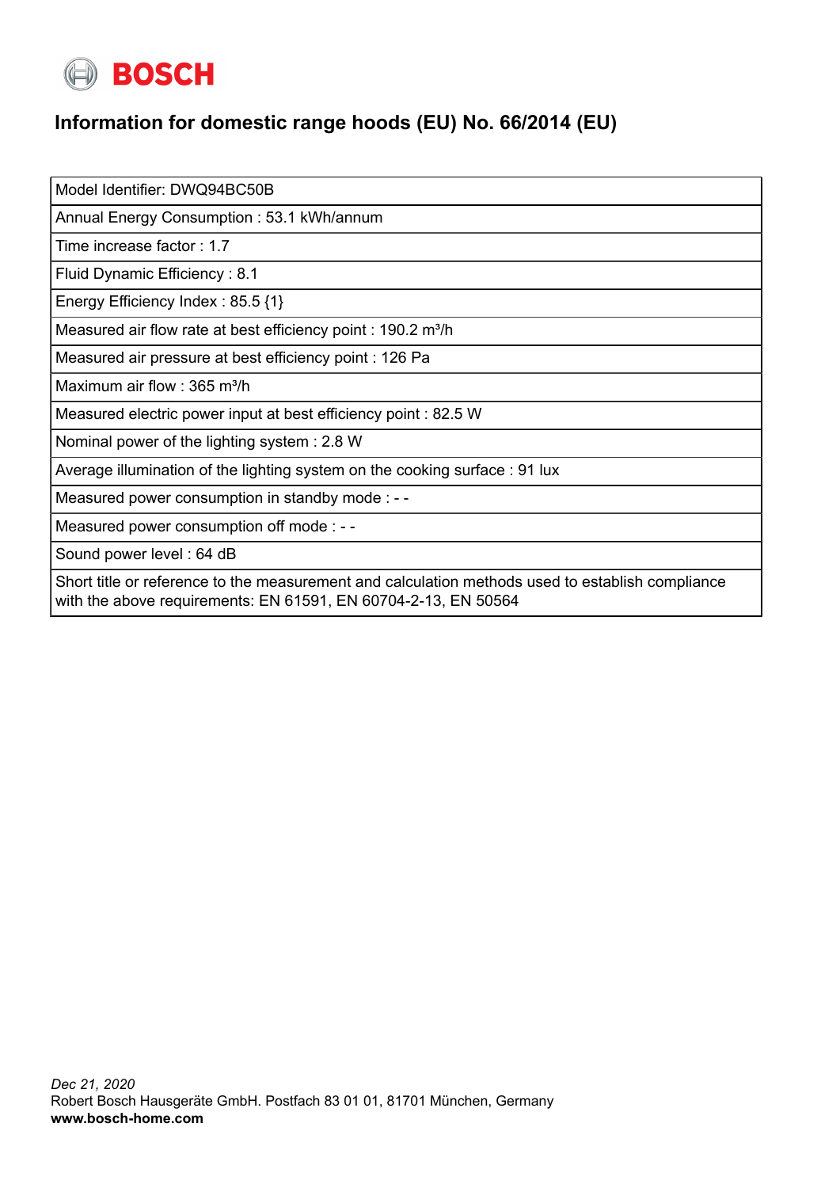BOSCH

# Information for domestic range hoods (EU) No. 66/2014 (EU)

| |
|---|
| Model Identifier: DWQ94BC50B |
| Annual Energy Consumption : 53.1 kWh/annum |
| Time increase factor : 1.7 |
| Fluid Dynamic Efficiency : 8.1 |
| Energy Efficiency Index : 85.5 {1} |
| Measured air flow rate at best efficiency point : 190.2 m³/h |
| Measured air pressure at best efficiency point : 126 Pa |
| Maximum air flow : 365 m³/h |
| Measured electric power input at best efficiency point : 82.5 W |
| Nominal power of the lighting system : 2.8 W |
| Average illumination of the lighting system on the cooking surface : 91 lux |
| Measured power consumption in standby mode : - - |
| Measured power consumption off mode : - - |
| Sound power level : 64 dB |
| Short title or reference to the measurement and calculation methods used to establish compliance with the above requirements: EN 61591, EN 60704-2-13, EN 50564 |

*Dec 21, 2020*
Robert Bosch Hausgeräte GmbH. Postfach 83 01 01, 81701 München, Germany
**www.bosch-home.com**